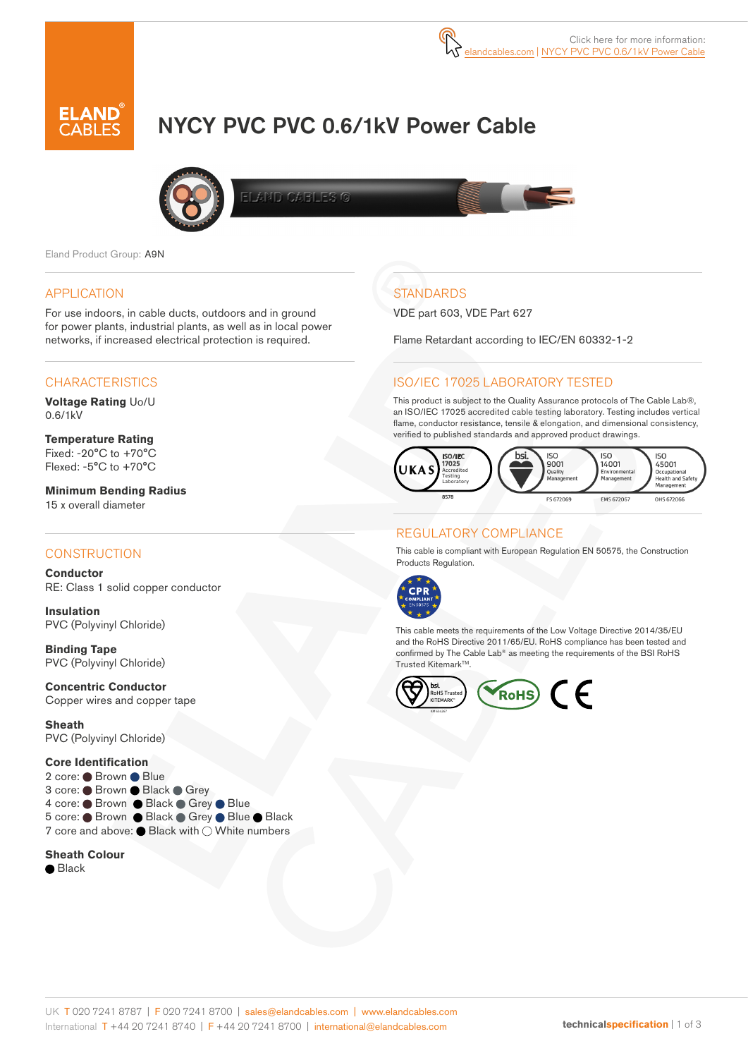Click here for more information: elandcables.com | NYCY PVC PVC 0.6/1kV Power Cable

# NYCY PVC PVC 0.6/1kV Power Cable

Eland Product Group: A9N

## APPLICATION

For use indoors, in cable ducts, outdoors and in ground for power plants, industrial plants, as well as in local power networks, if increased electrical protection is required.

## CHARACTERISTICS

**Voltage Rating** Uo/U
0.6/1kV

**Temperature Rating**
Fixed: -20°C to +70°C
Flexed: -5°C to +70°C

**Minimum Bending Radius**
15 x overall diameter

## CONSTRUCTION

**Conductor**
RE: Class 1 solid copper conductor

**Insulation**
PVC (Polyvinyl Chloride)

**Binding Tape**
PVC (Polyvinyl Chloride)

**Concentric Conductor**
Copper wires and copper tape

**Sheath**
PVC (Polyvinyl Chloride)

**Core Identification**
2 core: Brown, Blue
3 core: Brown, Black, Grey
4 core: Brown, Black, Grey, Blue
5 core: Brown, Black, Grey, Blue, Black
7 core and above: Black with White numbers

**Sheath Colour**
Black

## STANDARDS

VDE part 603, VDE Part 627

Flame Retardant according to IEC/EN 60332-1-2

## ISO/IEC 17025 LABORATORY TESTED

This product is subject to the Quality Assurance protocols of The Cable Lab®, an ISO/IEC 17025 accredited cable testing laboratory. Testing includes vertical flame, conductor resistance, tensile & elongation, and dimensional consistency, verified to published standards and approved product drawings.

UKAS ISO/IEC 17025 Accredited Testing Laboratory 8578 | bsi. ISO 9001 Quality Management FS 672069 | ISO 14001 Environmental Management EMS 672067 | ISO 45001 Occupational Health and Safety Management OHS 672066

## REGULATORY COMPLIANCE

This cable is compliant with European Regulation EN 50575, the Construction Products Regulation.

CPR COMPLIANT EN 50575

This cable meets the requirements of the Low Voltage Directive 2014/35/EU and the RoHS Directive 2011/65/EU. RoHS compliance has been tested and confirmed by The Cable Lab® as meeting the requirements of the BSI RoHS Trusted Kitemark™.

bsi. RoHS Trusted KITEMARK™ | RoHS | CE

UK T 020 7241 8787 | F 020 7241 8700 | sales@elandcables.com | www.elandcables.com
International T +44 20 7241 8740 | F +44 20 7241 8700 | international@elandcables.com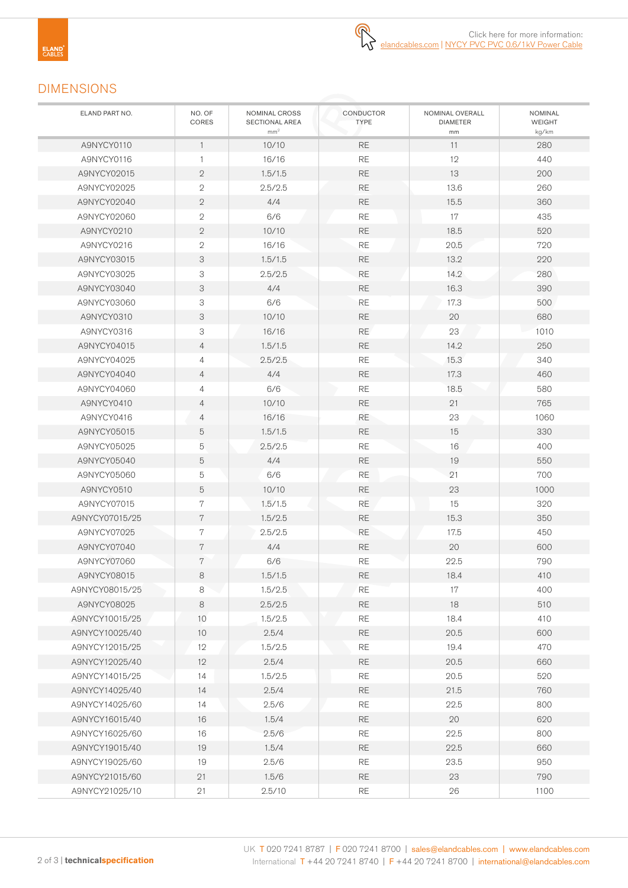Click here for more information: elandcables.com | NYCY PVC PVC 0.6/1kV Power Cable

## DIMENSIONS

| ELAND PART NO. | NO. OF CORES | NOMINAL CROSS SECTIONAL AREA mm² | CONDUCTOR TYPE | NOMINAL OVERALL DIAMETER mm | NOMINAL WEIGHT kg/km |
|---|---|---|---|---|---|
| A9NYCY0110 | 1 | 10/10 | RE | 11 | 280 |
| A9NYCY0116 | 1 | 16/16 | RE | 12 | 440 |
| A9NYCY02015 | 2 | 1.5/1.5 | RE | 13 | 200 |
| A9NYCY02025 | 2 | 2.5/2.5 | RE | 13.6 | 260 |
| A9NYCY02040 | 2 | 4/4 | RE | 15.5 | 360 |
| A9NYCY02060 | 2 | 6/6 | RE | 17 | 435 |
| A9NYCY0210 | 2 | 10/10 | RE | 18.5 | 520 |
| A9NYCY0216 | 2 | 16/16 | RE | 20.5 | 720 |
| A9NYCY03015 | 3 | 1.5/1.5 | RE | 13.2 | 220 |
| A9NYCY03025 | 3 | 2.5/2.5 | RE | 14.2 | 280 |
| A9NYCY03040 | 3 | 4/4 | RE | 16.3 | 390 |
| A9NYCY03060 | 3 | 6/6 | RE | 17.3 | 500 |
| A9NYCY0310 | 3 | 10/10 | RE | 20 | 680 |
| A9NYCY0316 | 3 | 16/16 | RE | 23 | 1010 |
| A9NYCY04015 | 4 | 1.5/1.5 | RE | 14.2 | 250 |
| A9NYCY04025 | 4 | 2.5/2.5 | RE | 15.3 | 340 |
| A9NYCY04040 | 4 | 4/4 | RE | 17.3 | 460 |
| A9NYCY04060 | 4 | 6/6 | RE | 18.5 | 580 |
| A9NYCY0410 | 4 | 10/10 | RE | 21 | 765 |
| A9NYCY0416 | 4 | 16/16 | RE | 23 | 1060 |
| A9NYCY05015 | 5 | 1.5/1.5 | RE | 15 | 330 |
| A9NYCY05025 | 5 | 2.5/2.5 | RE | 16 | 400 |
| A9NYCY05040 | 5 | 4/4 | RE | 19 | 550 |
| A9NYCY05060 | 5 | 6/6 | RE | 21 | 700 |
| A9NYCY0510 | 5 | 10/10 | RE | 23 | 1000 |
| A9NYCY07015 | 7 | 1.5/1.5 | RE | 15 | 320 |
| A9NYCY07015/25 | 7 | 1.5/2.5 | RE | 15.3 | 350 |
| A9NYCY07025 | 7 | 2.5/2.5 | RE | 17.5 | 450 |
| A9NYCY07040 | 7 | 4/4 | RE | 20 | 600 |
| A9NYCY07060 | 7 | 6/6 | RE | 22.5 | 790 |
| A9NYCY08015 | 8 | 1.5/1.5 | RE | 18.4 | 410 |
| A9NYCY08015/25 | 8 | 1.5/2.5 | RE | 17 | 400 |
| A9NYCY08025 | 8 | 2.5/2.5 | RE | 18 | 510 |
| A9NYCY10015/25 | 10 | 1.5/2.5 | RE | 18.4 | 410 |
| A9NYCY10025/40 | 10 | 2.5/4 | RE | 20.5 | 600 |
| A9NYCY12015/25 | 12 | 1.5/2.5 | RE | 19.4 | 470 |
| A9NYCY12025/40 | 12 | 2.5/4 | RE | 20.5 | 660 |
| A9NYCY14015/25 | 14 | 1.5/2.5 | RE | 20.5 | 520 |
| A9NYCY14025/40 | 14 | 2.5/4 | RE | 21.5 | 760 |
| A9NYCY14025/60 | 14 | 2.5/6 | RE | 22.5 | 800 |
| A9NYCY16015/40 | 16 | 1.5/4 | RE | 20 | 620 |
| A9NYCY16025/60 | 16 | 2.5/6 | RE | 22.5 | 800 |
| A9NYCY19015/40 | 19 | 1.5/4 | RE | 22.5 | 660 |
| A9NYCY19025/60 | 19 | 2.5/6 | RE | 23.5 | 950 |
| A9NYCY21015/60 | 21 | 1.5/6 | RE | 23 | 790 |
| A9NYCY21025/10 | 21 | 2.5/10 | RE | 26 | 1100 |

UK T 020 7241 8787 | F 020 7241 8700 | sales@elandcables.com | www.elandcables.com
International T +44 20 7241 8740 | F +44 20 7241 8700 | international@elandcables.com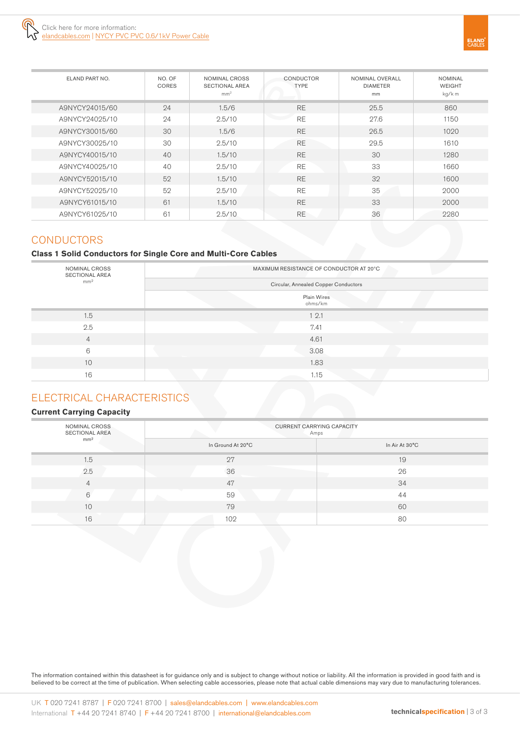Click here for more information:
elandcables.com | NYCY PVC PVC 0.6/1kV Power Cable

| ELAND PART NO. | NO. OF CORES | NOMINAL CROSS SECTIONAL AREA mm² | CONDUCTOR TYPE | NOMINAL OVERALL DIAMETER mm | NOMINAL WEIGHT kg/k m |
|---|---|---|---|---|---|
| A9NYCY24015/60 | 24 | 1.5/6 | RE | 25.5 | 860 |
| A9NYCY24025/10 | 24 | 2.5/10 | RE | 27.6 | 1150 |
| A9NYCY30015/60 | 30 | 1.5/6 | RE | 26.5 | 1020 |
| A9NYCY30025/10 | 30 | 2.5/10 | RE | 29.5 | 1610 |
| A9NYCY40015/10 | 40 | 1.5/10 | RE | 30 | 1280 |
| A9NYCY40025/10 | 40 | 2.5/10 | RE | 33 | 1660 |
| A9NYCY52015/10 | 52 | 1.5/10 | RE | 32 | 1600 |
| A9NYCY52025/10 | 52 | 2.5/10 | RE | 35 | 2000 |
| A9NYCY61015/10 | 61 | 1.5/10 | RE | 33 | 2000 |
| A9NYCY61025/10 | 61 | 2.5/10 | RE | 36 | 2280 |

## CONDUCTORS

**Class 1 Solid Conductors for Single Core and Multi-Core Cables**

| NOMINAL CROSS SECTIONAL AREA mm² | MAXIMUM RESISTANCE OF CONDUCTOR AT 20°C |
|---|---|
| | Circular, Annealed Copper Conductors |
| | Plain Wires ohms/km |
| 1.5 | 1 2.1 |
| 2.5 | 7.41 |
| 4 | 4.61 |
| 6 | 3.08 |
| 10 | 1.83 |
| 16 | 1.15 |

## ELECTRICAL CHARACTERISTICS

**Current Carrying Capacity**

| NOMINAL CROSS SECTIONAL AREA mm² | CURRENT CARRYING CAPACITY Amps | |
|---|---|---|
| | In Ground At 20°C | In Air At 30°C |
| 1.5 | 27 | 19 |
| 2.5 | 36 | 26 |
| 4 | 47 | 34 |
| 6 | 59 | 44 |
| 10 | 79 | 60 |
| 16 | 102 | 80 |

The information contained within this datasheet is for guidance only and is subject to change without notice or liability. All the information is provided in good faith and is believed to be correct at the time of publication. When selecting cable accessories, please note that actual cable dimensions may vary due to manufacturing tolerances.

UK T 020 7241 8787 | F 020 7241 8700 | sales@elandcables.com | www.elandcables.com
International T +44 20 7241 8740 | F +44 20 7241 8700 | international@elandcables.com